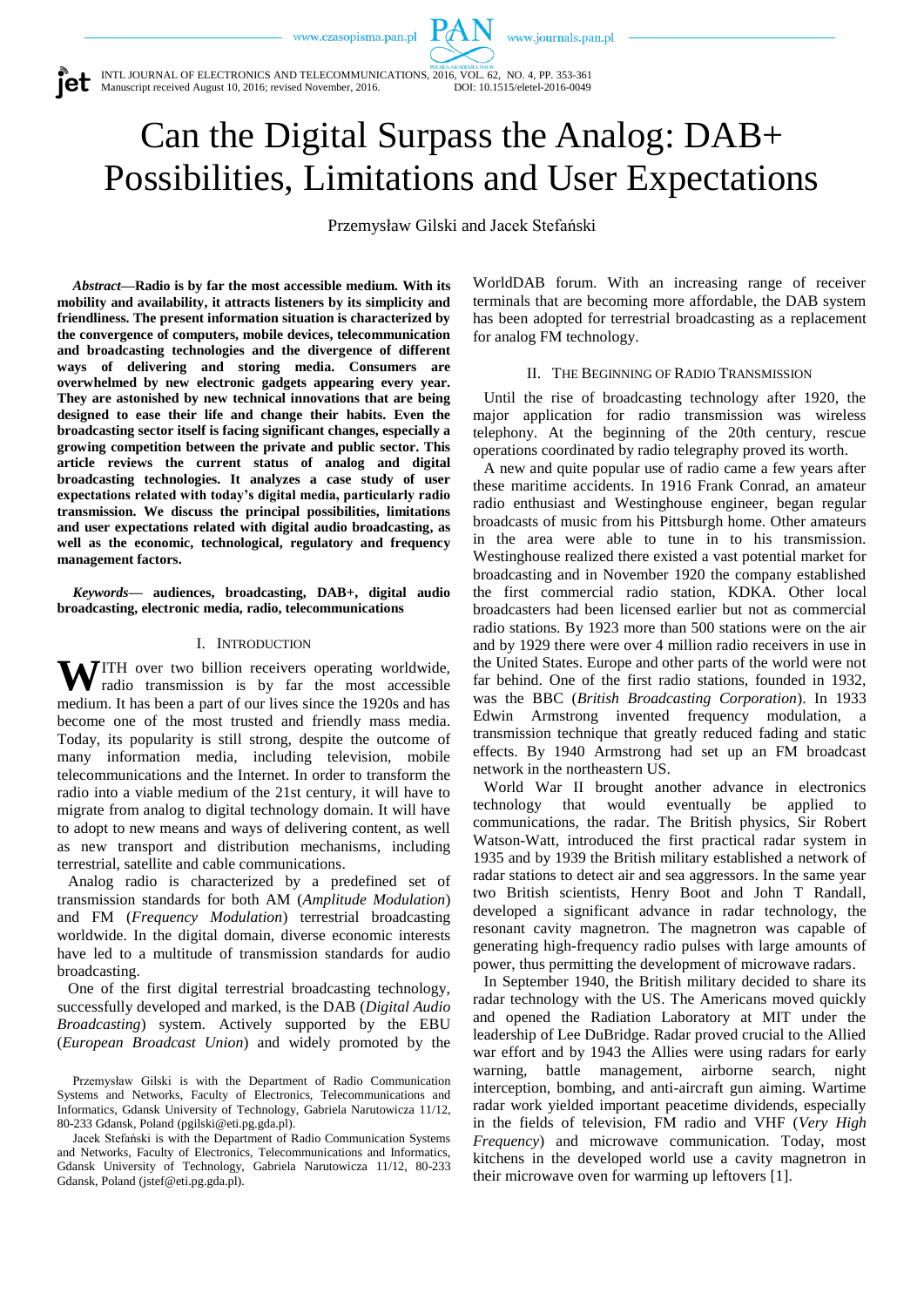# Can the Digital Surpass the Analog: DAB+ Possibilities, Limitations and User Expectations

Przemysław Gilski and Jacek Stefański

***Abstract*—Radio is by far the most accessible medium. With its mobility and availability, it attracts listeners by its simplicity and friendliness. The present information situation is characterized by the convergence of computers, mobile devices, telecommunication and broadcasting technologies and the divergence of different ways of delivering and storing media. Consumers are overwhelmed by new electronic gadgets appearing every year. They are astonished by new technical innovations that are being designed to ease their life and change their habits. Even the broadcasting sector itself is facing significant changes, especially a growing competition between the private and public sector. This article reviews the current status of analog and digital broadcasting technologies. It analyzes a case study of user expectations related with today's digital media, particularly radio transmission. We discuss the principal possibilities, limitations and user expectations related with digital audio broadcasting, as well as the economic, technological, regulatory and frequency management factors.**

***Keywords*— audiences, broadcasting, DAB+, digital audio broadcasting, electronic media, radio, telecommunications**

## I. Introduction

With over two billion receivers operating worldwide, radio transmission is by far the most accessible medium. It has been a part of our lives since the 1920s and has become one of the most trusted and friendly mass media. Today, its popularity is still strong, despite the outcome of many information media, including television, mobile telecommunications and the Internet. In order to transform the radio into a viable medium of the 21st century, it will have to migrate from analog to digital technology domain. It will have to adopt to new means and ways of delivering content, as well as new transport and distribution mechanisms, including terrestrial, satellite and cable communications.

Analog radio is characterized by a predefined set of transmission standards for both AM (*Amplitude Modulation*) and FM (*Frequency Modulation*) terrestrial broadcasting worldwide. In the digital domain, diverse economic interests have led to a multitude of transmission standards for audio broadcasting.

One of the first digital terrestrial broadcasting technology, successfully developed and marked, is the DAB (*Digital Audio Broadcasting*) system. Actively supported by the EBU (*European Broadcast Union*) and widely promoted by the WorldDAB forum. With an increasing range of receiver terminals that are becoming more affordable, the DAB system has been adopted for terrestrial broadcasting as a replacement for analog FM technology.

Przemysław Gilski is with the Department of Radio Communication Systems and Networks, Faculty of Electronics, Telecommunications and Informatics, Gdansk University of Technology, Gabriela Narutowicza 11/12, 80-233 Gdansk, Poland (pgilski@eti.pg.gda.pl).

Jacek Stefański is with the Department of Radio Communication Systems and Networks, Faculty of Electronics, Telecommunications and Informatics, Gdansk University of Technology, Gabriela Narutowicza 11/12, 80-233 Gdansk, Poland (jstef@eti.pg.gda.pl).

## II. The Beginning of Radio Transmission

Until the rise of broadcasting technology after 1920, the major application for radio transmission was wireless telephony. At the beginning of the 20th century, rescue operations coordinated by radio telegraphy proved its worth.

A new and quite popular use of radio came a few years after these maritime accidents. In 1916 Frank Conrad, an amateur radio enthusiast and Westinghouse engineer, began regular broadcasts of music from his Pittsburgh home. Other amateurs in the area were able to tune in to his transmission. Westinghouse realized there existed a vast potential market for broadcasting and in November 1920 the company established the first commercial radio station, KDKA. Other local broadcasters had been licensed earlier but not as commercial radio stations. By 1923 more than 500 stations were on the air and by 1929 there were over 4 million radio receivers in use in the United States. Europe and other parts of the world were not far behind. One of the first radio stations, founded in 1932, was the BBC (*British Broadcasting Corporation*). In 1933 Edwin Armstrong invented frequency modulation, a transmission technique that greatly reduced fading and static effects. By 1940 Armstrong had set up an FM broadcast network in the northeastern US.

World War II brought another advance in electronics technology that would eventually be applied to communications, the radar. The British physics, Sir Robert Watson-Watt, introduced the first practical radar system in 1935 and by 1939 the British military established a network of radar stations to detect air and sea aggressors. In the same year two British scientists, Henry Boot and John T Randall, developed a significant advance in radar technology, the resonant cavity magnetron. The magnetron was capable of generating high-frequency radio pulses with large amounts of power, thus permitting the development of microwave radars.

In September 1940, the British military decided to share its radar technology with the US. The Americans moved quickly and opened the Radiation Laboratory at MIT under the leadership of Lee DuBridge. Radar proved crucial to the Allied war effort and by 1943 the Allies were using radars for early warning, battle management, airborne search, night interception, bombing, and anti-aircraft gun aiming. Wartime radar work yielded important peacetime dividends, especially in the fields of television, FM radio and VHF (*Very High Frequency*) and microwave communication. Today, most kitchens in the developed world use a cavity magnetron in their microwave oven for warming up leftovers [1].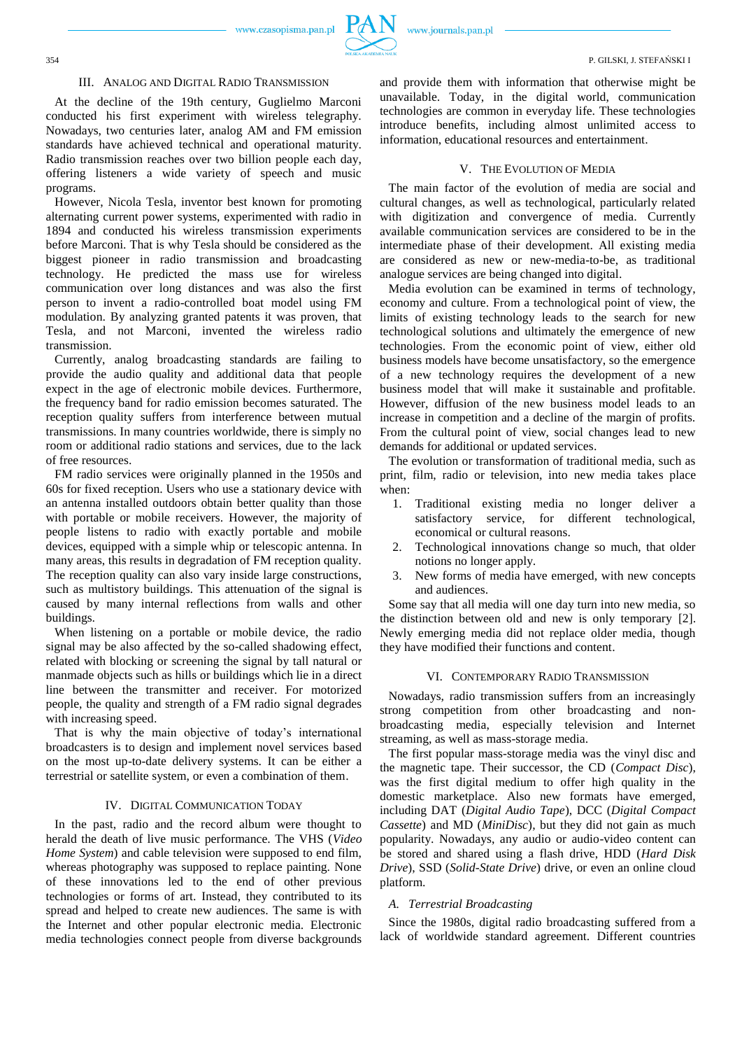## III. Analog and Digital Radio Transmission

At the decline of the 19th century, Guglielmo Marconi conducted his first experiment with wireless telegraphy. Nowadays, two centuries later, analog AM and FM emission standards have achieved technical and operational maturity. Radio transmission reaches over two billion people each day, offering listeners a wide variety of speech and music programs.

However, Nicola Tesla, inventor best known for promoting alternating current power systems, experimented with radio in 1894 and conducted his wireless transmission experiments before Marconi. That is why Tesla should be considered as the biggest pioneer in radio transmission and broadcasting technology. He predicted the mass use for wireless communication over long distances and was also the first person to invent a radio-controlled boat model using FM modulation. By analyzing granted patents it was proven, that Tesla, and not Marconi, invented the wireless radio transmission.

Currently, analog broadcasting standards are failing to provide the audio quality and additional data that people expect in the age of electronic mobile devices. Furthermore, the frequency band for radio emission becomes saturated. The reception quality suffers from interference between mutual transmissions. In many countries worldwide, there is simply no room or additional radio stations and services, due to the lack of free resources.

FM radio services were originally planned in the 1950s and 60s for fixed reception. Users who use a stationary device with an antenna installed outdoors obtain better quality than those with portable or mobile receivers. However, the majority of people listens to radio with exactly portable and mobile devices, equipped with a simple whip or telescopic antenna. In many areas, this results in degradation of FM reception quality. The reception quality can also vary inside large constructions, such as multistory buildings. This attenuation of the signal is caused by many internal reflections from walls and other buildings.

When listening on a portable or mobile device, the radio signal may be also affected by the so-called shadowing effect, related with blocking or screening the signal by tall natural or manmade objects such as hills or buildings which lie in a direct line between the transmitter and receiver. For motorized people, the quality and strength of a FM radio signal degrades with increasing speed.

That is why the main objective of today's international broadcasters is to design and implement novel services based on the most up-to-date delivery systems. It can be either a terrestrial or satellite system, or even a combination of them.

## IV. Digital Communication Today

In the past, radio and the record album were thought to herald the death of live music performance. The VHS (*Video Home System*) and cable television were supposed to end film, whereas photography was supposed to replace painting. None of these innovations led to the end of other previous technologies or forms of art. Instead, they contributed to its spread and helped to create new audiences. The same is with the Internet and other popular electronic media. Electronic media technologies connect people from diverse backgrounds and provide them with information that otherwise might be unavailable. Today, in the digital world, communication technologies are common in everyday life. These technologies introduce benefits, including almost unlimited access to information, educational resources and entertainment.

## V. The Evolution of Media

The main factor of the evolution of media are social and cultural changes, as well as technological, particularly related with digitization and convergence of media. Currently available communication services are considered to be in the intermediate phase of their development. All existing media are considered as new or new-media-to-be, as traditional analogue services are being changed into digital.

Media evolution can be examined in terms of technology, economy and culture. From a technological point of view, the limits of existing technology leads to the search for new technological solutions and ultimately the emergence of new technologies. From the economic point of view, either old business models have become unsatisfactory, so the emergence of a new technology requires the development of a new business model that will make it sustainable and profitable. However, diffusion of the new business model leads to an increase in competition and a decline of the margin of profits. From the cultural point of view, social changes lead to new demands for additional or updated services.

The evolution or transformation of traditional media, such as print, film, radio or television, into new media takes place when:

1. Traditional existing media no longer deliver a satisfactory service, for different technological, economical or cultural reasons.
2. Technological innovations change so much, that older notions no longer apply.
3. New forms of media have emerged, with new concepts and audiences.

Some say that all media will one day turn into new media, so the distinction between old and new is only temporary [2]. Newly emerging media did not replace older media, though they have modified their functions and content.

## VI. Contemporary Radio Transmission

Nowadays, radio transmission suffers from an increasingly strong competition from other broadcasting and non-broadcasting media, especially television and Internet streaming, as well as mass-storage media.

The first popular mass-storage media was the vinyl disc and the magnetic tape. Their successor, the CD (*Compact Disc*), was the first digital medium to offer high quality in the domestic marketplace. Also new formats have emerged, including DAT (*Digital Audio Tape*), DCC (*Digital Compact Cassette*) and MD (*MiniDisc*), but they did not gain as much popularity. Nowadays, any audio or audio-video content can be stored and shared using a flash drive, HDD (*Hard Disk Drive*), SSD (*Solid-State Drive*) drive, or even an online cloud platform.

### A. Terrestrial Broadcasting

Since the 1980s, digital radio broadcasting suffered from a lack of worldwide standard agreement. Different countries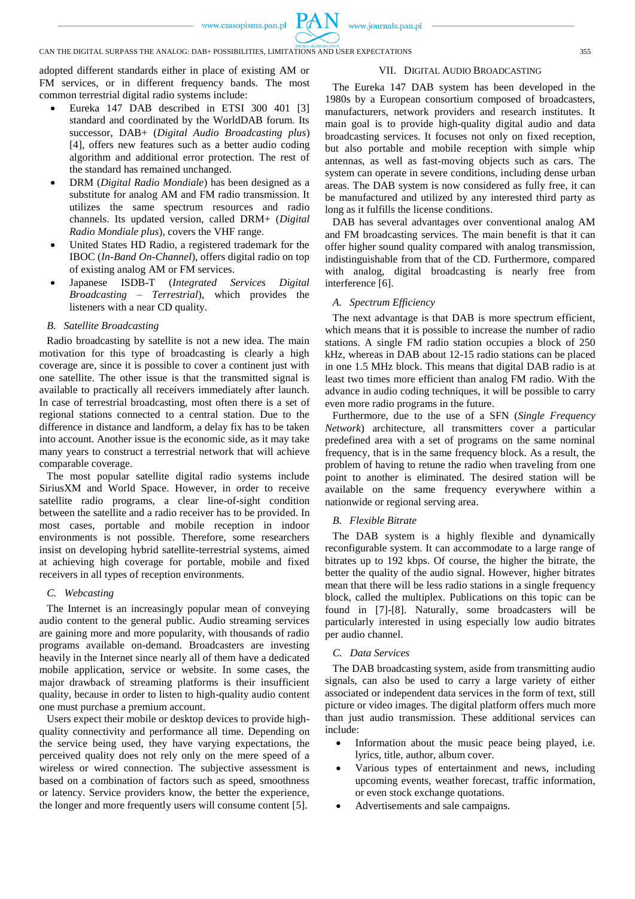adopted different standards either in place of existing AM or FM services, or in different frequency bands. The most common terrestrial digital radio systems include:

- Eureka 147 DAB described in ETSI 300 401 [3] standard and coordinated by the WorldDAB forum. Its successor, DAB+ (*Digital Audio Broadcasting plus*) [4], offers new features such as a better audio coding algorithm and additional error protection. The rest of the standard has remained unchanged.
- DRM (*Digital Radio Mondiale*) has been designed as a substitute for analog AM and FM radio transmission. It utilizes the same spectrum resources and radio channels. Its updated version, called DRM+ (*Digital Radio Mondiale plus*), covers the VHF range.
- United States HD Radio, a registered trademark for the IBOC (*In-Band On-Channel*), offers digital radio on top of existing analog AM or FM services.
- Japanese ISDB-T (*Integrated Services Digital Broadcasting – Terrestrial*), which provides the listeners with a near CD quality.

### B. *Satellite Broadcasting*

Radio broadcasting by satellite is not a new idea. The main motivation for this type of broadcasting is clearly a high coverage are, since it is possible to cover a continent just with one satellite. The other issue is that the transmitted signal is available to practically all receivers immediately after launch. In case of terrestrial broadcasting, most often there is a set of regional stations connected to a central station. Due to the difference in distance and landform, a delay fix has to be taken into account. Another issue is the economic side, as it may take many years to construct a terrestrial network that will achieve comparable coverage.

The most popular satellite digital radio systems include SiriusXM and World Space. However, in order to receive satellite radio programs, a clear line-of-sight condition between the satellite and a radio receiver has to be provided. In most cases, portable and mobile reception in indoor environments is not possible. Therefore, some researchers insist on developing hybrid satellite-terrestrial systems, aimed at achieving high coverage for portable, mobile and fixed receivers in all types of reception environments.

### C. *Webcasting*

The Internet is an increasingly popular mean of conveying audio content to the general public. Audio streaming services are gaining more and more popularity, with thousands of radio programs available on-demand. Broadcasters are investing heavily in the Internet since nearly all of them have a dedicated mobile application, service or website. In some cases, the major drawback of streaming platforms is their insufficient quality, because in order to listen to high-quality audio content one must purchase a premium account.

Users expect their mobile or desktop devices to provide high-quality connectivity and performance all time. Depending on the service being used, they have varying expectations, the perceived quality does not rely only on the mere speed of a wireless or wired connection. The subjective assessment is based on a combination of factors such as speed, smoothness or latency. Service providers know, the better the experience, the longer and more frequently users will consume content [5].

## VII. Digital Audio Broadcasting

The Eureka 147 DAB system has been developed in the 1980s by a European consortium composed of broadcasters, manufacturers, network providers and research institutes. It main goal is to provide high-quality digital audio and data broadcasting services. It focuses not only on fixed reception, but also portable and mobile reception with simple whip antennas, as well as fast-moving objects such as cars. The system can operate in severe conditions, including dense urban areas. The DAB system is now considered as fully free, it can be manufactured and utilized by any interested third party as long as it fulfills the license conditions.

DAB has several advantages over conventional analog AM and FM broadcasting services. The main benefit is that it can offer higher sound quality compared with analog transmission, indistinguishable from that of the CD. Furthermore, compared with analog, digital broadcasting is nearly free from interference [6].

### A. *Spectrum Efficiency*

The next advantage is that DAB is more spectrum efficient, which means that it is possible to increase the number of radio stations. A single FM radio station occupies a block of 250 kHz, whereas in DAB about 12-15 radio stations can be placed in one 1.5 MHz block. This means that digital DAB radio is at least two times more efficient than analog FM radio. With the advance in audio coding techniques, it will be possible to carry even more radio programs in the future.

Furthermore, due to the use of a SFN (*Single Frequency Network*) architecture, all transmitters cover a particular predefined area with a set of programs on the same nominal frequency, that is in the same frequency block. As a result, the problem of having to retune the radio when traveling from one point to another is eliminated. The desired station will be available on the same frequency everywhere within a nationwide or regional serving area.

### B. *Flexible Bitrate*

The DAB system is a highly flexible and dynamically reconfigurable system. It can accommodate to a large range of bitrates up to 192 kbps. Of course, the higher the bitrate, the better the quality of the audio signal. However, higher bitrates mean that there will be less radio stations in a single frequency block, called the multiplex. Publications on this topic can be found in [7]-[8]. Naturally, some broadcasters will be particularly interested in using especially low audio bitrates per audio channel.

### C. *Data Services*

The DAB broadcasting system, aside from transmitting audio signals, can also be used to carry a large variety of either associated or independent data services in the form of text, still picture or video images. The digital platform offers much more than just audio transmission. These additional services can include:

- Information about the music peace being played, i.e. lyrics, title, author, album cover.
- Various types of entertainment and news, including upcoming events, weather forecast, traffic information, or even stock exchange quotations.
- Advertisements and sale campaigns.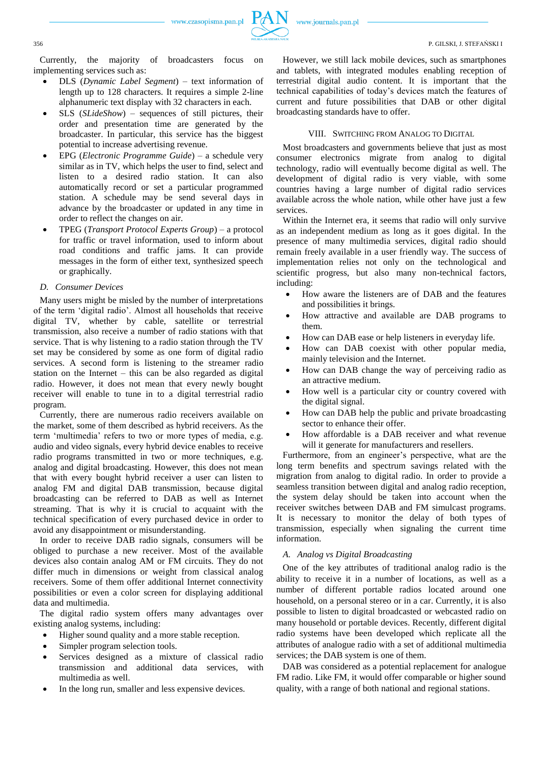Currently, the majority of broadcasters focus on implementing services such as:

- DLS (*Dynamic Label Segment*) – text information of length up to 128 characters. It requires a simple 2-line alphanumeric text display with 32 characters in each.
- SLS (*SLideShow*) – sequences of still pictures, their order and presentation time are generated by the broadcaster. In particular, this service has the biggest potential to increase advertising revenue.
- EPG (*Electronic Programme Guide*) – a schedule very similar as in TV, which helps the user to find, select and listen to a desired radio station. It can also automatically record or set a particular programmed station. A schedule may be send several days in advance by the broadcaster or updated in any time in order to reflect the changes on air.
- TPEG (*Transport Protocol Experts Group*) – a protocol for traffic or travel information, used to inform about road conditions and traffic jams. It can provide messages in the form of either text, synthesized speech or graphically.

### *D. Consumer Devices*

Many users might be misled by the number of interpretations of the term 'digital radio'. Almost all households that receive digital TV, whether by cable, satellite or terrestrial transmission, also receive a number of radio stations with that service. That is why listening to a radio station through the TV set may be considered by some as one form of digital radio services. A second form is listening to the streamer radio station on the Internet – this can be also regarded as digital radio. However, it does not mean that every newly bought receiver will enable to tune in to a digital terrestrial radio program.

Currently, there are numerous radio receivers available on the market, some of them described as hybrid receivers. As the term 'multimedia' refers to two or more types of media, e.g. audio and video signals, every hybrid device enables to receive radio programs transmitted in two or more techniques, e.g. analog and digital broadcasting. However, this does not mean that with every bought hybrid receiver a user can listen to analog FM and digital DAB transmission, because digital broadcasting can be referred to DAB as well as Internet streaming. That is why it is crucial to acquaint with the technical specification of every purchased device in order to avoid any disappointment or misunderstanding.

In order to receive DAB radio signals, consumers will be obliged to purchase a new receiver. Most of the available devices also contain analog AM or FM circuits. They do not differ much in dimensions or weight from classical analog receivers. Some of them offer additional Internet connectivity possibilities or even a color screen for displaying additional data and multimedia.

The digital radio system offers many advantages over existing analog systems, including:

- Higher sound quality and a more stable reception.
- Simpler program selection tools.
- Services designed as a mixture of classical radio transmission and additional data services, with multimedia as well.
- In the long run, smaller and less expensive devices.

However, we still lack mobile devices, such as smartphones and tablets, with integrated modules enabling reception of terrestrial digital audio content. It is important that the technical capabilities of today's devices match the features of current and future possibilities that DAB or other digital broadcasting standards have to offer.

## VIII. Switching from Analog to Digital

Most broadcasters and governments believe that just as most consumer electronics migrate from analog to digital technology, radio will eventually become digital as well. The development of digital radio is very viable, with some countries having a large number of digital radio services available across the whole nation, while other have just a few services.

Within the Internet era, it seems that radio will only survive as an independent medium as long as it goes digital. In the presence of many multimedia services, digital radio should remain freely available in a user friendly way. The success of implementation relies not only on the technological and scientific progress, but also many non-technical factors, including:

- How aware the listeners are of DAB and the features and possibilities it brings.
- How attractive and available are DAB programs to them.
- How can DAB ease or help listeners in everyday life.
- How can DAB coexist with other popular media, mainly television and the Internet.
- How can DAB change the way of perceiving radio as an attractive medium.
- How well is a particular city or country covered with the digital signal.
- How can DAB help the public and private broadcasting sector to enhance their offer.
- How affordable is a DAB receiver and what revenue will it generate for manufacturers and resellers.

Furthermore, from an engineer's perspective, what are the long term benefits and spectrum savings related with the migration from analog to digital radio. In order to provide a seamless transition between digital and analog radio reception, the system delay should be taken into account when the receiver switches between DAB and FM simulcast programs. It is necessary to monitor the delay of both types of transmission, especially when signaling the current time information.

### *A. Analog vs Digital Broadcasting*

One of the key attributes of traditional analog radio is the ability to receive it in a number of locations, as well as a number of different portable radios located around one household, on a personal stereo or in a car. Currently, it is also possible to listen to digital broadcasted or webcasted radio on many household or portable devices. Recently, different digital radio systems have been developed which replicate all the attributes of analogue radio with a set of additional multimedia services; the DAB system is one of them.

DAB was considered as a potential replacement for analogue FM radio. Like FM, it would offer comparable or higher sound quality, with a range of both national and regional stations.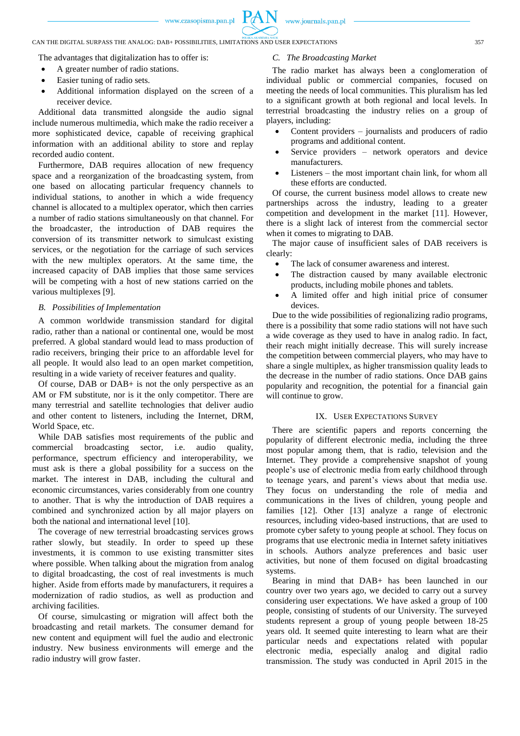The advantages that digitalization has to offer is:

- A greater number of radio stations.
- Easier tuning of radio sets.
- Additional information displayed on the screen of a receiver device.

Additional data transmitted alongside the audio signal include numerous multimedia, which make the radio receiver a more sophisticated device, capable of receiving graphical information with an additional ability to store and replay recorded audio content.

Furthermore, DAB requires allocation of new frequency space and a reorganization of the broadcasting system, from one based on allocating particular frequency channels to individual stations, to another in which a wide frequency channel is allocated to a multiplex operator, which then carries a number of radio stations simultaneously on that channel. For the broadcaster, the introduction of DAB requires the conversion of its transmitter network to simulcast existing services, or the negotiation for the carriage of such services with the new multiplex operators. At the same time, the increased capacity of DAB implies that those same services will be competing with a host of new stations carried on the various multiplexes [9].

### *B. Possibilities of Implementation*

A common worldwide transmission standard for digital radio, rather than a national or continental one, would be most preferred. A global standard would lead to mass production of radio receivers, bringing their price to an affordable level for all people. It would also lead to an open market competition, resulting in a wide variety of receiver features and quality.

Of course, DAB or DAB+ is not the only perspective as an AM or FM substitute, nor is it the only competitor. There are many terrestrial and satellite technologies that deliver audio and other content to listeners, including the Internet, DRM, World Space, etc.

While DAB satisfies most requirements of the public and commercial broadcasting sector, i.e. audio quality, performance, spectrum efficiency and interoperability, we must ask is there a global possibility for a success on the market. The interest in DAB, including the cultural and economic circumstances, varies considerably from one country to another. That is why the introduction of DAB requires a combined and synchronized action by all major players on both the national and international level [10].

The coverage of new terrestrial broadcasting services grows rather slowly, but steadily. In order to speed up these investments, it is common to use existing transmitter sites where possible. When talking about the migration from analog to digital broadcasting, the cost of real investments is much higher. Aside from efforts made by manufacturers, it requires a modernization of radio studios, as well as production and archiving facilities.

Of course, simulcasting or migration will affect both the broadcasting and retail markets. The consumer demand for new content and equipment will fuel the audio and electronic industry. New business environments will emerge and the radio industry will grow faster.

### *C. The Broadcasting Market*

The radio market has always been a conglomeration of individual public or commercial companies, focused on meeting the needs of local communities. This pluralism has led to a significant growth at both regional and local levels. In terrestrial broadcasting the industry relies on a group of players, including:

- Content providers – journalists and producers of radio programs and additional content.
- Service providers – network operators and device manufacturers.
- Listeners – the most important chain link, for whom all these efforts are conducted.

Of course, the current business model allows to create new partnerships across the industry, leading to a greater competition and development in the market [11]. However, there is a slight lack of interest from the commercial sector when it comes to migrating to DAB.

The major cause of insufficient sales of DAB receivers is clearly:

- The lack of consumer awareness and interest.
- The distraction caused by many available electronic products, including mobile phones and tablets.
- A limited offer and high initial price of consumer devices.

Due to the wide possibilities of regionalizing radio programs, there is a possibility that some radio stations will not have such a wide coverage as they used to have in analog radio. In fact, their reach might initially decrease. This will surely increase the competition between commercial players, who may have to share a single multiplex, as higher transmission quality leads to the decrease in the number of radio stations. Once DAB gains popularity and recognition, the potential for a financial gain will continue to grow.

## IX. User Expectations Survey

There are scientific papers and reports concerning the popularity of different electronic media, including the three most popular among them, that is radio, television and the Internet. They provide a comprehensive snapshot of young people's use of electronic media from early childhood through to teenage years, and parent's views about that media use. They focus on understanding the role of media and communications in the lives of children, young people and families [12]. Other [13] analyze a range of electronic resources, including video-based instructions, that are used to promote cyber safety to young people at school. They focus on programs that use electronic media in Internet safety initiatives in schools. Authors analyze preferences and basic user activities, but none of them focused on digital broadcasting systems.

Bearing in mind that DAB+ has been launched in our country over two years ago, we decided to carry out a survey considering user expectations. We have asked a group of 100 people, consisting of students of our University. The surveyed students represent a group of young people between 18-25 years old. It seemed quite interesting to learn what are their particular needs and expectations related with popular electronic media, especially analog and digital radio transmission. The study was conducted in April 2015 in the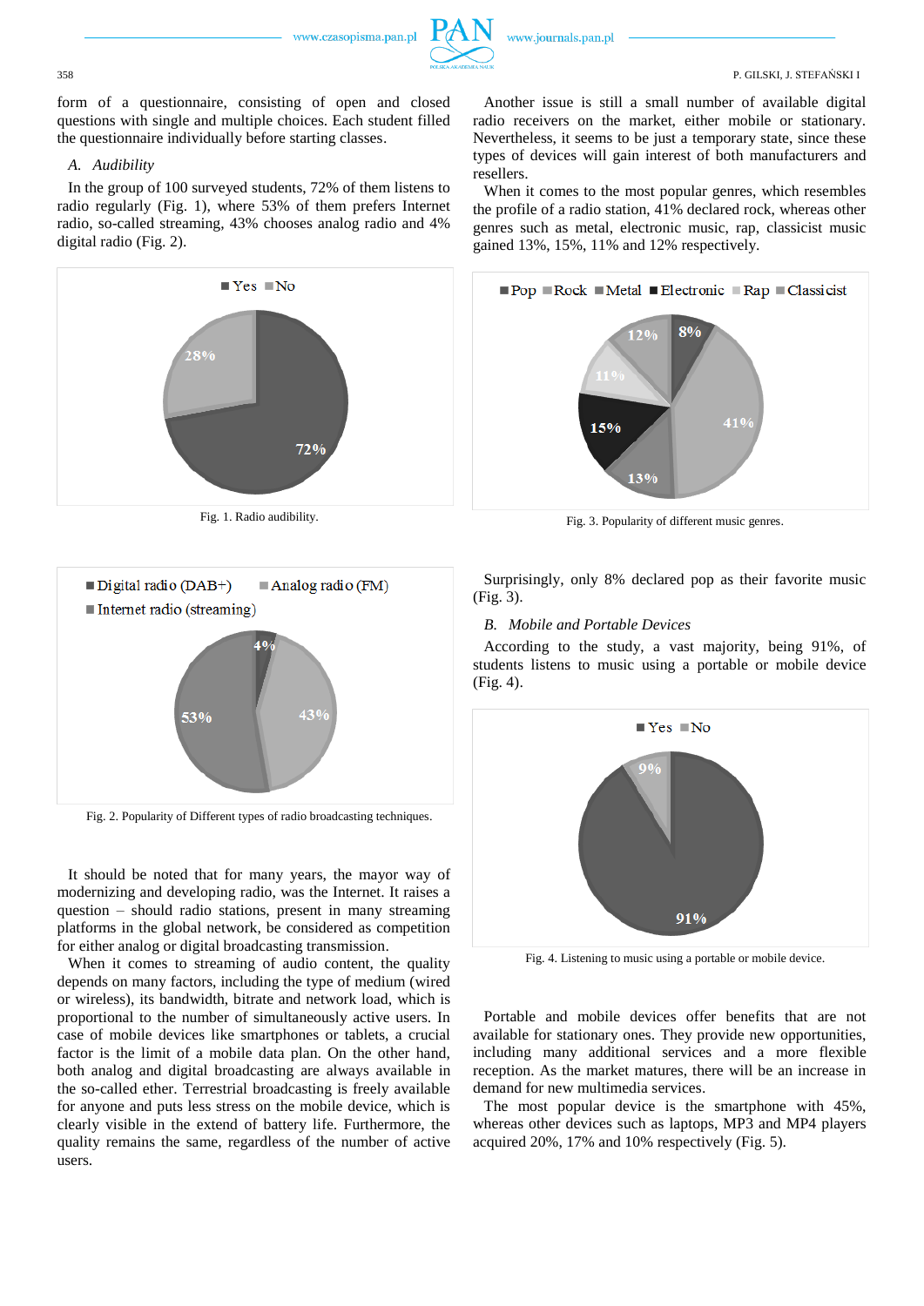form of a questionnaire, consisting of open and closed questions with single and multiple choices. Each student filled the questionnaire individually before starting classes.

### *A. Audibility*

In the group of 100 surveyed students, 72% of them listens to radio regularly (Fig. 1), where 53% of them prefers Internet radio, so-called streaming, 43% chooses analog radio and 4% digital radio (Fig. 2).

Fig. 1. Radio audibility.

Fig. 2. Popularity of Different types of radio broadcasting techniques.

It should be noted that for many years, the mayor way of modernizing and developing radio, was the Internet. It raises a question – should radio stations, present in many streaming platforms in the global network, be considered as competition for either analog or digital broadcasting transmission.

When it comes to streaming of audio content, the quality depends on many factors, including the type of medium (wired or wireless), its bandwidth, bitrate and network load, which is proportional to the number of simultaneously active users. In case of mobile devices like smartphones or tablets, a crucial factor is the limit of a mobile data plan. On the other hand, both analog and digital broadcasting are always available in the so-called ether. Terrestrial broadcasting is freely available for anyone and puts less stress on the mobile device, which is clearly visible in the extend of battery life. Furthermore, the quality remains the same, regardless of the number of active users.

Another issue is still a small number of available digital radio receivers on the market, either mobile or stationary. Nevertheless, it seems to be just a temporary state, since these types of devices will gain interest of both manufacturers and resellers.

When it comes to the most popular genres, which resembles the profile of a radio station, 41% declared rock, whereas other genres such as metal, electronic music, rap, classicist music gained 13%, 15%, 11% and 12% respectively.

Fig. 3. Popularity of different music genres.

Surprisingly, only 8% declared pop as their favorite music (Fig. 3).

### *B. Mobile and Portable Devices*

According to the study, a vast majority, being 91%, of students listens to music using a portable or mobile device (Fig. 4).

Fig. 4. Listening to music using a portable or mobile device.

Portable and mobile devices offer benefits that are not available for stationary ones. They provide new opportunities, including many additional services and a more flexible reception. As the market matures, there will be an increase in demand for new multimedia services.

The most popular device is the smartphone with 45%, whereas other devices such as laptops, MP3 and MP4 players acquired 20%, 17% and 10% respectively (Fig. 5).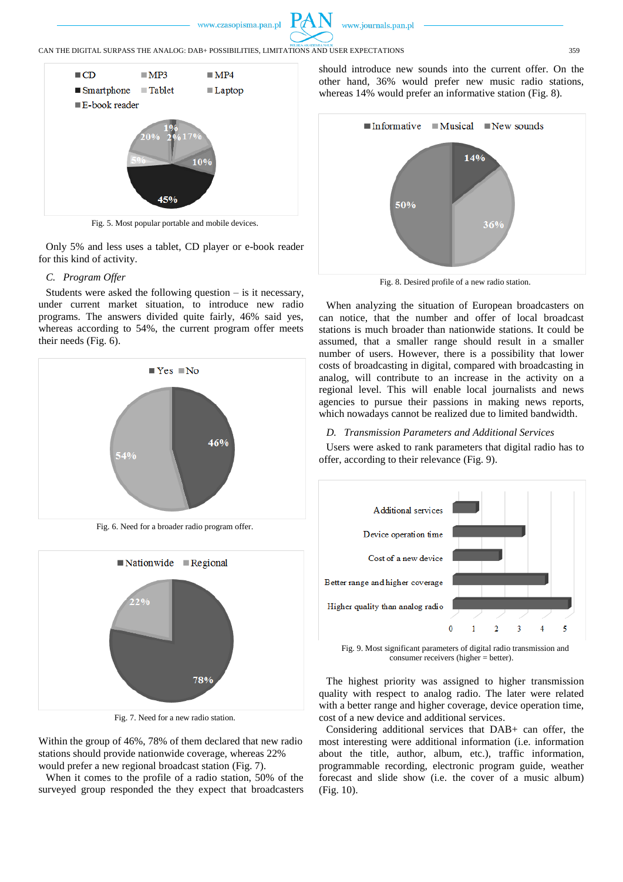Fig. 5. Most popular portable and mobile devices.

Only 5% and less uses a tablet, CD player or e-book reader for this kind of activity.

### C. *Program Offer*

Students were asked the following question – is it necessary, under current market situation, to introduce new radio programs. The answers divided quite fairly, 46% said yes, whereas according to 54%, the current program offer meets their needs (Fig. 6).

Fig. 6. Need for a broader radio program offer.

Fig. 7. Need for a new radio station.

Within the group of 46%, 78% of them declared that new radio stations should provide nationwide coverage, whereas 22% would prefer a new regional broadcast station (Fig. 7).

When it comes to the profile of a radio station, 50% of the surveyed group responded the they expect that broadcasters should introduce new sounds into the current offer. On the other hand, 36% would prefer new music radio stations, whereas 14% would prefer an informative station (Fig. 8).

Fig. 8. Desired profile of a new radio station.

When analyzing the situation of European broadcasters on can notice, that the number and offer of local broadcast stations is much broader than nationwide stations. It could be assumed, that a smaller range should result in a smaller number of users. However, there is a possibility that lower costs of broadcasting in digital, compared with broadcasting in analog, will contribute to an increase in the activity on a regional level. This will enable local journalists and news agencies to pursue their passions in making news reports, which nowadays cannot be realized due to limited bandwidth.

### D. *Transmission Parameters and Additional Services*

Users were asked to rank parameters that digital radio has to offer, according to their relevance (Fig. 9).

Fig. 9. Most significant parameters of digital radio transmission and consumer receivers (higher = better).

The highest priority was assigned to higher transmission quality with respect to analog radio. The later were related with a better range and higher coverage, device operation time, cost of a new device and additional services.

Considering additional services that DAB+ can offer, the most interesting were additional information (i.e. information about the title, author, album, etc.), traffic information, programmable recording, electronic program guide, weather forecast and slide show (i.e. the cover of a music album) (Fig. 10).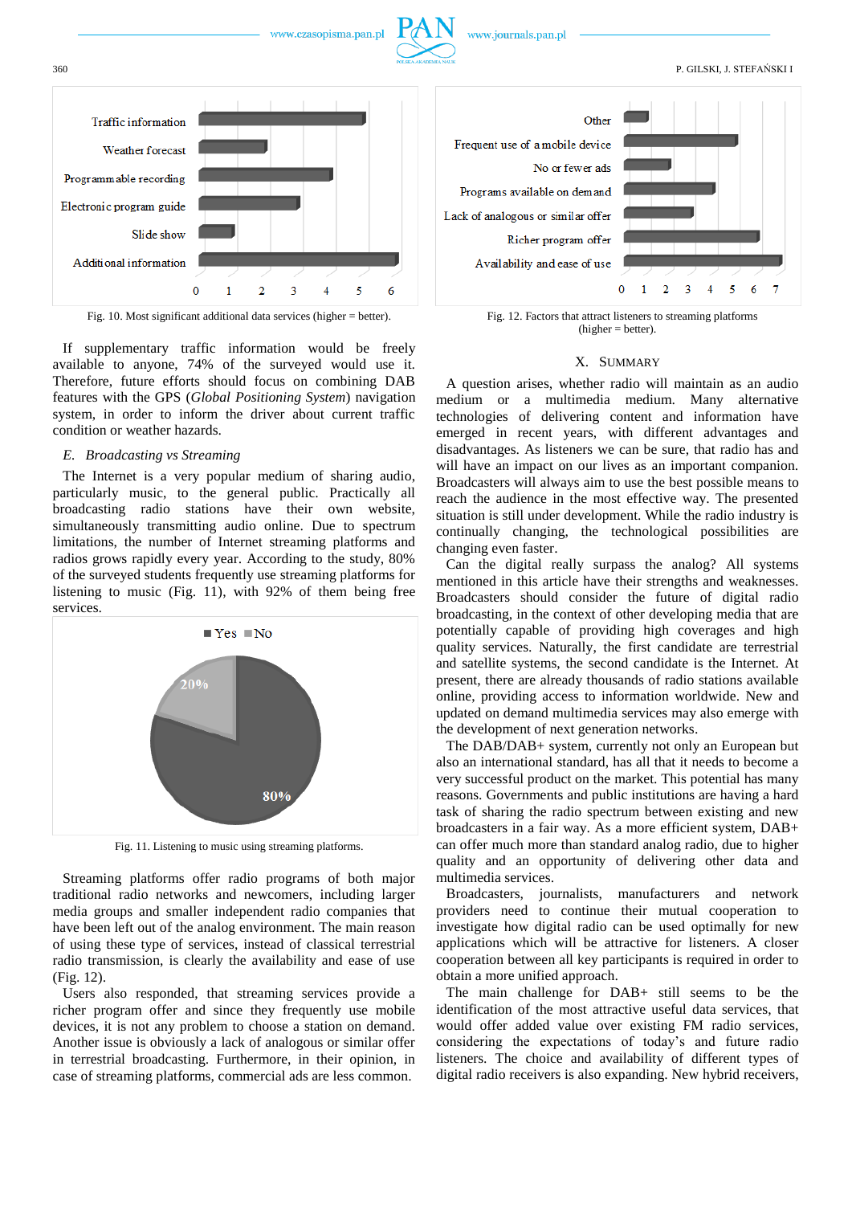Traffic information
Weather forecast
Programmable recording
Electronic program guide
Slide show
Additional information
0 1 2 3 4 5 6

Fig. 10. Most significant additional data services (higher = better).

If supplementary traffic information would be freely available to anyone, 74% of the surveyed would use it. Therefore, future efforts should focus on combining DAB features with the GPS (*Global Positioning System*) navigation system, in order to inform the driver about current traffic condition or weather hazards.

### *E. Broadcasting vs Streaming*

The Internet is a very popular medium of sharing audio, particularly music, to the general public. Practically all broadcasting radio stations have their own website, simultaneously transmitting audio online. Due to spectrum limitations, the number of Internet streaming platforms and radios grows rapidly every year. According to the study, 80% of the surveyed students frequently use streaming platforms for listening to music (Fig. 11), with 92% of them being free services.

Yes No
20%
80%

Fig. 11. Listening to music using streaming platforms.

Streaming platforms offer radio programs of both major traditional radio networks and newcomers, including larger media groups and smaller independent radio companies that have been left out of the analog environment. The main reason of using these type of services, instead of classical terrestrial radio transmission, is clearly the availability and ease of use (Fig. 12).

Users also responded, that streaming services provide a richer program offer and since they frequently use mobile devices, it is not any problem to choose a station on demand. Another issue is obviously a lack of analogous or similar offer in terrestrial broadcasting. Furthermore, in their opinion, in case of streaming platforms, commercial ads are less common.

Other
Frequent use of a mobile device
No or fewer ads
Programs available on demand
Lack of analogous or similar offer
Richer program offer
Availability and ease of use
0 1 2 3 4 5 6 7

Fig. 12. Factors that attract listeners to streaming platforms (higher = better).

## X. Summary

A question arises, whether radio will maintain as an audio medium or a multimedia medium. Many alternative technologies of delivering content and information have emerged in recent years, with different advantages and disadvantages. As listeners we can be sure, that radio has and will have an impact on our lives as an important companion. Broadcasters will always aim to use the best possible means to reach the audience in the most effective way. The presented situation is still under development. While the radio industry is continually changing, the technological possibilities are changing even faster.

Can the digital really surpass the analog? All systems mentioned in this article have their strengths and weaknesses. Broadcasters should consider the future of digital radio broadcasting, in the context of other developing media that are potentially capable of providing high coverages and high quality services. Naturally, the first candidate are terrestrial and satellite systems, the second candidate is the Internet. At present, there are already thousands of radio stations available online, providing access to information worldwide. New and updated on demand multimedia services may also emerge with the development of next generation networks.

The DAB/DAB+ system, currently not only an European but also an international standard, has all that it needs to become a very successful product on the market. This potential has many reasons. Governments and public institutions are having a hard task of sharing the radio spectrum between existing and new broadcasters in a fair way. As a more efficient system, DAB+ can offer much more than standard analog radio, due to higher quality and an opportunity of delivering other data and multimedia services.

Broadcasters, journalists, manufacturers and network providers need to continue their mutual cooperation to investigate how digital radio can be used optimally for new applications which will be attractive for listeners. A closer cooperation between all key participants is required in order to obtain a more unified approach.

The main challenge for DAB+ still seems to be the identification of the most attractive useful data services, that would offer added value over existing FM radio services, considering the expectations of today's and future radio listeners. The choice and availability of different types of digital radio receivers is also expanding. New hybrid receivers,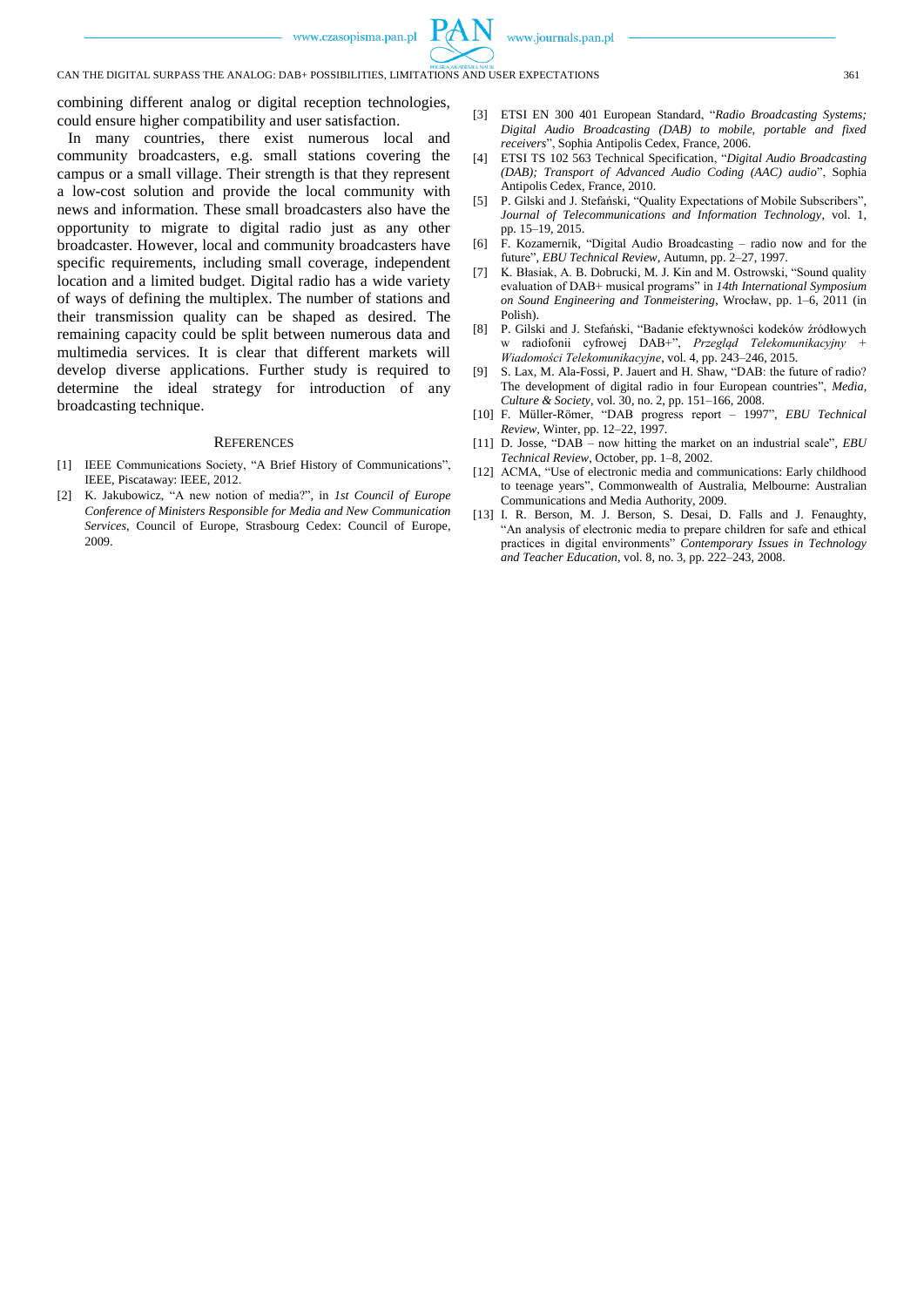combining different analog or digital reception technologies, could ensure higher compatibility and user satisfaction.

In many countries, there exist numerous local and community broadcasters, e.g. small stations covering the campus or a small village. Their strength is that they represent a low-cost solution and provide the local community with news and information. These small broadcasters also have the opportunity to migrate to digital radio just as any other broadcaster. However, local and community broadcasters have specific requirements, including small coverage, independent location and a limited budget. Digital radio has a wide variety of ways of defining the multiplex. The number of stations and their transmission quality can be shaped as desired. The remaining capacity could be split between numerous data and multimedia services. It is clear that different markets will develop diverse applications. Further study is required to determine the ideal strategy for introduction of any broadcasting technique.

## REFERENCES

[1] IEEE Communications Society, "A Brief History of Communications", IEEE, Piscataway: IEEE, 2012.

[2] K. Jakubowicz, "A new notion of media?", in *1st Council of Europe Conference of Ministers Responsible for Media and New Communication Services*, Council of Europe, Strasbourg Cedex: Council of Europe, 2009.

[3] ETSI EN 300 401 European Standard, "*Radio Broadcasting Systems; Digital Audio Broadcasting (DAB) to mobile, portable and fixed receivers*", Sophia Antipolis Cedex, France, 2006.

[4] ETSI TS 102 563 Technical Specification, "*Digital Audio Broadcasting (DAB); Transport of Advanced Audio Coding (AAC) audio*", Sophia Antipolis Cedex, France, 2010.

[5] P. Gilski and J. Stefański, "Quality Expectations of Mobile Subscribers", *Journal of Telecommunications and Information Technology*, vol. 1, pp. 15–19, 2015.

[6] F. Kozamernik, "Digital Audio Broadcasting – radio now and for the future", *EBU Technical Review*, Autumn, pp. 2–27, 1997.

[7] K. Błasiak, A. B. Dobrucki, M. J. Kin and M. Ostrowski, "Sound quality evaluation of DAB+ musical programs" in *14th International Symposium on Sound Engineering and Tonmeistering*, Wrocław, pp. 1–6, 2011 (in Polish).

[8] P. Gilski and J. Stefański, "Badanie efektywności kodeków źródłowych w radiofonii cyfrowej DAB+", *Przegląd Telekomunikacyjny + Wiadomości Telekomunikacyjne*, vol. 4, pp. 243–246, 2015.

[9] S. Lax, M. Ala-Fossi, P. Jauert and H. Shaw, "DAB: the future of radio? The development of digital radio in four European countries", *Media, Culture & Society*, vol. 30, no. 2, pp. 151–166, 2008.

[10] F. Müller-Römer, "DAB progress report – 1997", *EBU Technical Review*, Winter, pp. 12–22, 1997.

[11] D. Josse, "DAB – now hitting the market on an industrial scale", *EBU Technical Review*, October, pp. 1–8, 2002.

[12] ACMA, "Use of electronic media and communications: Early childhood to teenage years", Commonwealth of Australia, Melbourne: Australian Communications and Media Authority, 2009.

[13] I. R. Berson, M. J. Berson, S. Desai, D. Falls and J. Fenaughty, "An analysis of electronic media to prepare children for safe and ethical practices in digital environments" *Contemporary Issues in Technology and Teacher Education*, vol. 8, no. 3, pp. 222–243, 2008.